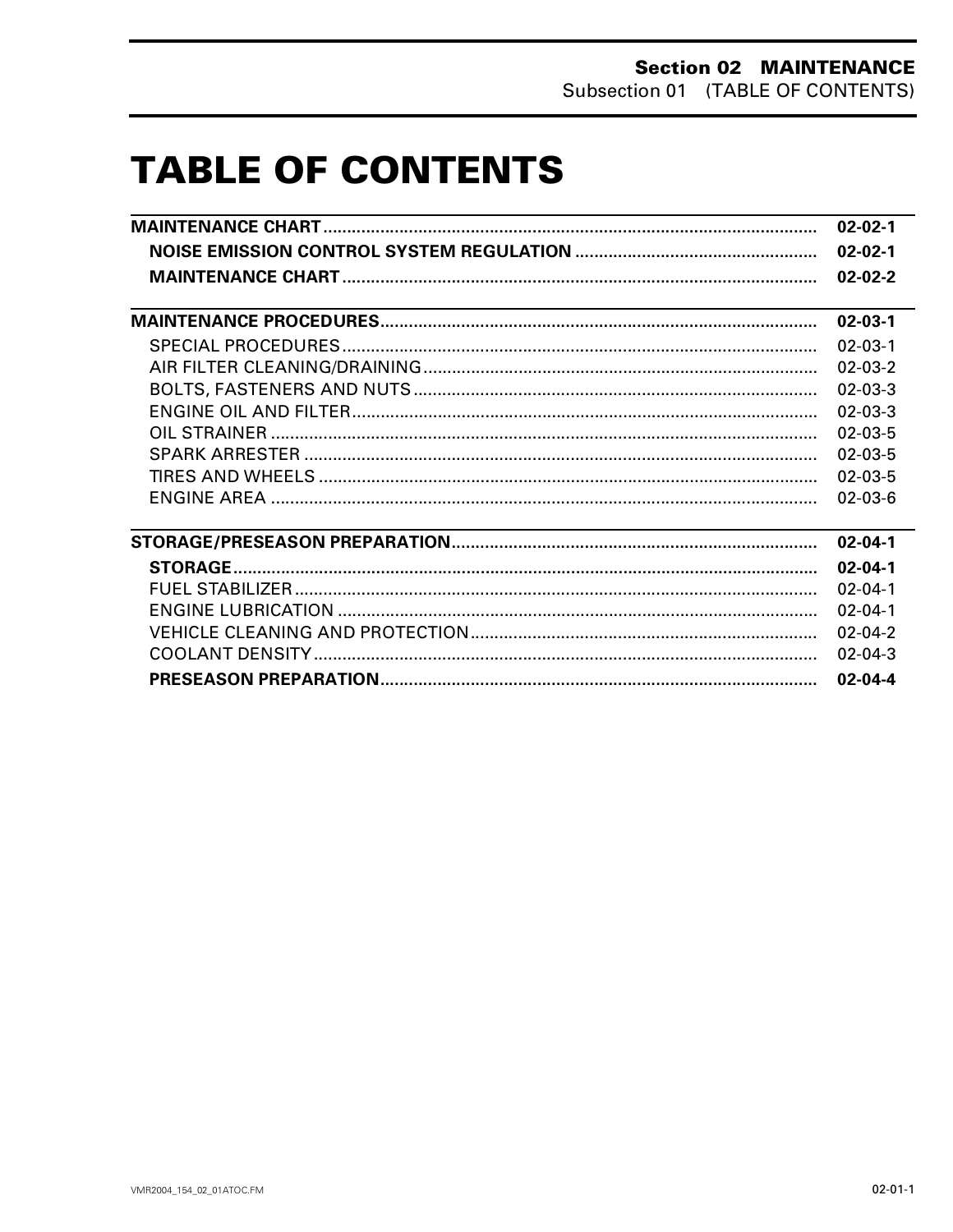# TABLE OF CONTENTS

| | |
|---|---|
| **MAINTENANCE CHART** | **02-02-1** |
| **NOISE EMISSION CONTROL SYSTEM REGULATION** | **02-02-1** |
| **MAINTENANCE CHART** | **02-02-2** |
| **MAINTENANCE PROCEDURES** | **02-03-1** |
| SPECIAL PROCEDURES | 02-03-1 |
| AIR FILTER CLEANING/DRAINING | 02-03-2 |
| BOLTS, FASTENERS AND NUTS | 02-03-3 |
| ENGINE OIL AND FILTER | 02-03-3 |
| OIL STRAINER | 02-03-5 |
| SPARK ARRESTER | 02-03-5 |
| TIRES AND WHEELS | 02-03-5 |
| ENGINE AREA | 02-03-6 |
| **STORAGE/PRESEASON PREPARATION** | **02-04-1** |
| **STORAGE** | **02-04-1** |
| FUEL STABILIZER | 02-04-1 |
| ENGINE LUBRICATION | 02-04-1 |
| VEHICLE CLEANING AND PROTECTION | 02-04-2 |
| COOLANT DENSITY | 02-04-3 |
| **PRESEASON PREPARATION** | **02-04-4** |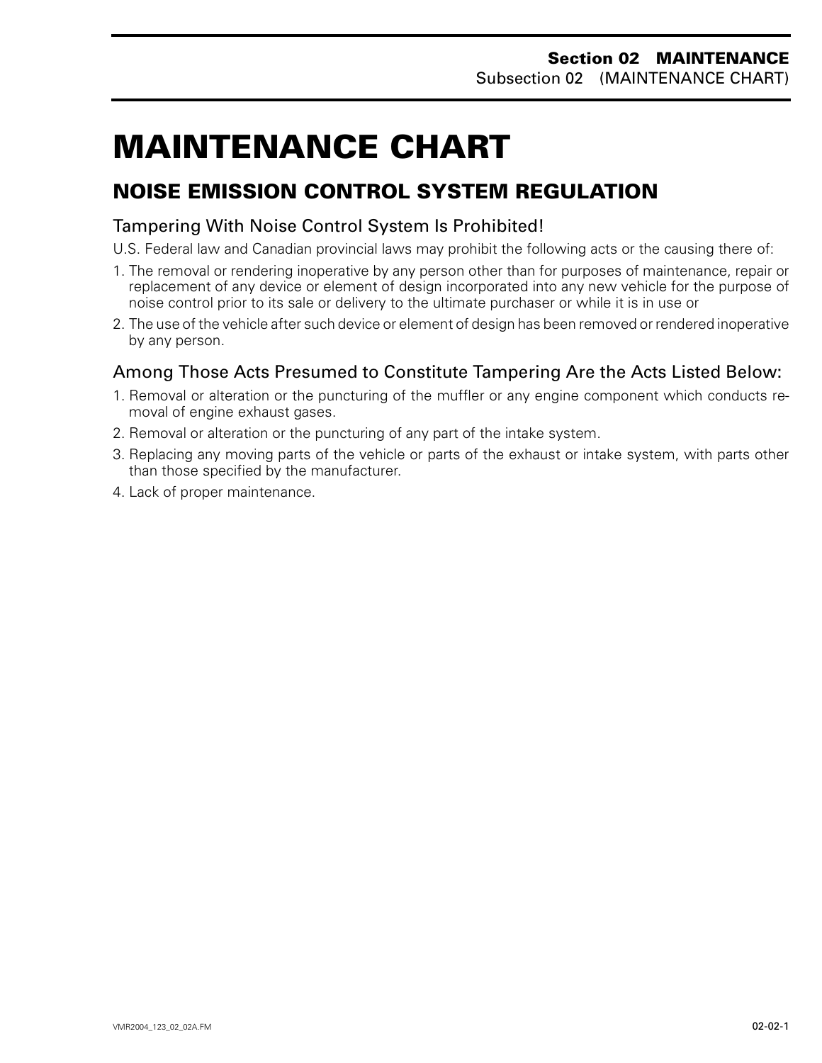# MAINTENANCE CHART

## NOISE EMISSION CONTROL SYSTEM REGULATION

### Tampering With Noise Control System Is Prohibited!

U.S. Federal law and Canadian provincial laws may prohibit the following acts or the causing there of:

1. The removal or rendering inoperative by any person other than for purposes of maintenance, repair or replacement of any device or element of design incorporated into any new vehicle for the purpose of noise control prior to its sale or delivery to the ultimate purchaser or while it is in use or
2. The use of the vehicle after such device or element of design has been removed or rendered inoperative by any person.

### Among Those Acts Presumed to Constitute Tampering Are the Acts Listed Below:

1. Removal or alteration or the puncturing of the muffler or any engine component which conducts removal of engine exhaust gases.
2. Removal or alteration or the puncturing of any part of the intake system.
3. Replacing any moving parts of the vehicle or parts of the exhaust or intake system, with parts other than those specified by the manufacturer.
4. Lack of proper maintenance.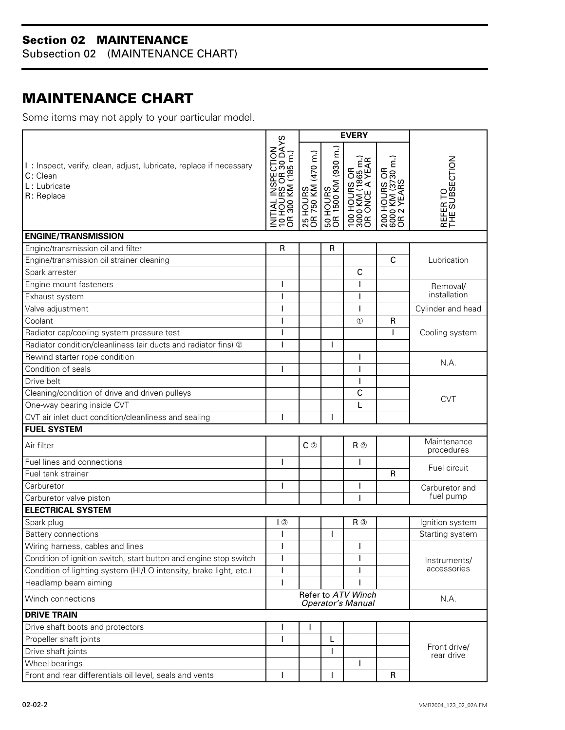## Section 02 MAINTENANCE

Subsection 02 (MAINTENANCE CHART)

# MAINTENANCE CHART

Some items may not apply to your particular model.

| I : Inspect, verify, clean, adjust, lubricate, replace if necessary<br>C: Clean<br>L : Lubricate<br>R: Replace | INITIAL INSPECTION 10 HOURS OR 30 DAYS OR 300 KM (185 m.) | EVERY | | | | REFER TO THE SUBSECTION |
|---|---|---|---|---|---|---|
| | | 25 HOURS OR 750 KM (470 m.) | 50 HOURS OR 1500 KM (930 m.) | 100 HOURS OR 3000 KM (1865 m.) OR ONCE A YEAR | 200 HOURS OR 6000 KM (3730 m.) OR 2 YEARS | |
| **ENGINE/TRANSMISSION** | | | | | | |
| Engine/transmission oil and filter | R | | R | | | Lubrication |
| Engine/transmission oil strainer cleaning | | | | | C | Lubrication |
| Spark arrester | | | | C | | Lubrication |
| Engine mount fasteners | I | | | I | | Removal/ installation |
| Exhaust system | I | | | I | | Removal/ installation |
| Valve adjustment | I | | | I | | Cylinder and head |
| Coolant | I | | | ① | R | Cooling system |
| Radiator cap/cooling system pressure test | I | | | | I | Cooling system |
| Radiator condition/cleanliness (air ducts and radiator fins) ② | I | | I | | | Cooling system |
| Rewind starter rope condition | | | | I | | N.A. |
| Condition of seals | I | | | I | | N.A. |
| Drive belt | | | | I | | CVT |
| Cleaning/condition of drive and driven pulleys | | | | C | | CVT |
| One-way bearing inside CVT | | | | L | | CVT |
| CVT air inlet duct condition/cleanliness and sealing | I | | I | | | CVT |
| **FUEL SYSTEM** | | | | | | |
| Air filter | | C ② | | R ② | | Maintenance procedures |
| Fuel lines and connections | I | | | I | | Fuel circuit |
| Fuel tank strainer | | | | | R | Fuel circuit |
| Carburetor | I | | | I | | Carburetor and fuel pump |
| Carburetor valve piston | | | | I | | Carburetor and fuel pump |
| **ELECTRICAL SYSTEM** | | | | | | |
| Spark plug | I ③ | | | R ③ | | Ignition system |
| Battery connections | I | | I | | | Starting system |
| Wiring harness, cables and lines | I | | | I | | Instruments/ accessories |
| Condition of ignition switch, start button and engine stop switch | I | | | I | | Instruments/ accessories |
| Condition of lighting system (HI/LO intensity, brake light, etc.) | I | | | I | | Instruments/ accessories |
| Headlamp beam aiming | I | | | I | | Instruments/ accessories |
| Winch connections | Refer to *ATV Winch Operator's Manual* | | | | | N.A. |
| **DRIVE TRAIN** | | | | | | |
| Drive shaft boots and protectors | I | I | | | | Front drive/ rear drive |
| Propeller shaft joints | I | | L | | | Front drive/ rear drive |
| Drive shaft joints | | | I | | | Front drive/ rear drive |
| Wheel bearings | | | | I | | Front drive/ rear drive |
| Front and rear differentials oil level, seals and vents | I | | I | | R | Front drive/ rear drive |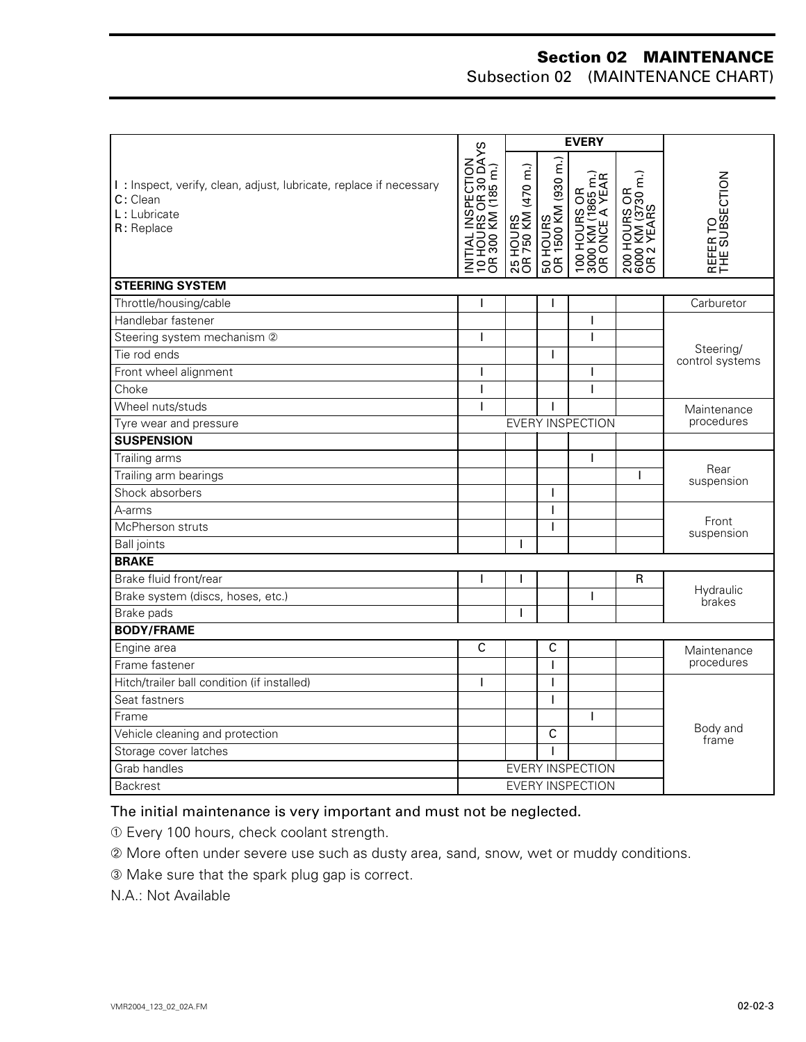## Section 02 MAINTENANCE
Subsection 02 (MAINTENANCE CHART)

| I : Inspect, verify, clean, adjust, lubricate, replace if necessary<br>C: Clean<br>L : Lubricate<br>R: Replace | INITIAL INSPECTION 10 HOURS OR 30 DAYS OR 300 KM (185 m.) | EVERY | | | | REFER TO THE SUBSECTION |
|---|---|---|---|---|---|---|
| | | 25 HOURS OR 750 KM (470 m.) | 50 HOURS OR 1500 KM (930 m.) | 100 HOURS OR 3000 KM (1865 m.) OR ONCE A YEAR | 200 HOURS OR 6000 KM (3730 m.) OR 2 YEARS | |
| **STEERING SYSTEM** | | | | | | |
| Throttle/housing/cable | I | | I | | | Carburetor |
| Handlebar fastener | | | | I | | Steering/ control systems |
| Steering system mechanism ② | I | | | I | | |
| Tie rod ends | | | I | | | |
| Front wheel alignment | I | | | I | | |
| Choke | I | | | I | | |
| Wheel nuts/studs | I | | I | | | Maintenance procedures |
| Tyre wear and pressure | EVERY INSPECTION | | | | | |
| **SUSPENSION** | | | | | | |
| Trailing arms | | | | I | | Rear suspension |
| Trailing arm bearings | | | | | I | |
| Shock absorbers | | | I | | | |
| A-arms | | | I | | | Front suspension |
| McPherson struts | | | I | | | |
| Ball joints | | I | | | | |
| **BRAKE** | | | | | | |
| Brake fluid front/rear | I | I | | | R | Hydraulic brakes |
| Brake system (discs, hoses, etc.) | | | | I | | |
| Brake pads | | I | | | | |
| **BODY/FRAME** | | | | | | |
| Engine area | C | | C | | | Maintenance procedures |
| Frame fastener | | | I | | | |
| Hitch/trailer ball condition (if installed) | I | | I | | | Body and frame |
| Seat fastners | | | I | | | |
| Frame | | | | I | | |
| Vehicle cleaning and protection | | | C | | | |
| Storage cover latches | | | I | | | |
| Grab handles | EVERY INSPECTION | | | | | |
| Backrest | EVERY INSPECTION | | | | | |

The initial maintenance is very important and must not be neglected.

① Every 100 hours, check coolant strength.

② More often under severe use such as dusty area, sand, snow, wet or muddy conditions.

③ Make sure that the spark plug gap is correct.

N.A.: Not Available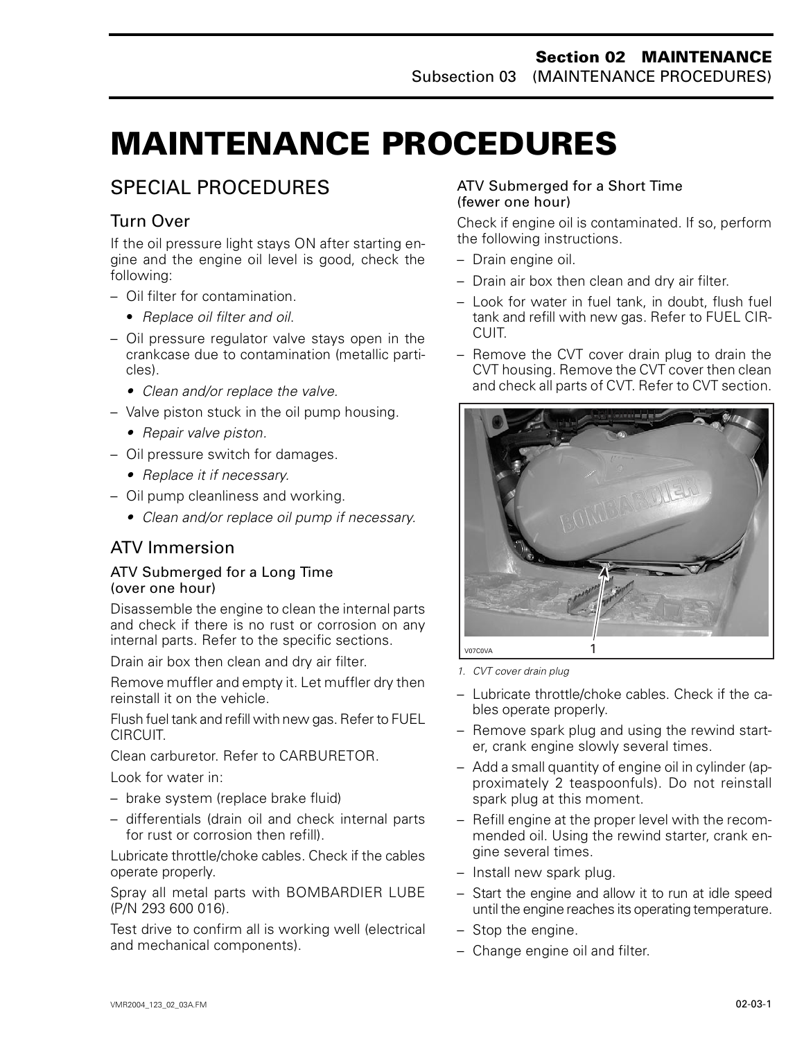# MAINTENANCE PROCEDURES

## SPECIAL PROCEDURES

### Turn Over

If the oil pressure light stays ON after starting engine and the engine oil level is good, check the following:

- Oil filter for contamination.
  - *Replace oil filter and oil.*
- Oil pressure regulator valve stays open in the crankcase due to contamination (metallic particles).
  - *Clean and/or replace the valve.*
- Valve piston stuck in the oil pump housing.
  - *Repair valve piston.*
- Oil pressure switch for damages.
  - *Replace it if necessary.*
- Oil pump cleanliness and working.
  - *Clean and/or replace oil pump if necessary.*

### ATV Immersion

#### ATV Submerged for a Long Time (over one hour)

Disassemble the engine to clean the internal parts and check if there is no rust or corrosion on any internal parts. Refer to the specific sections.

Drain air box then clean and dry air filter.

Remove muffler and empty it. Let muffler dry then reinstall it on the vehicle.

Flush fuel tank and refill with new gas. Refer to FUEL CIRCUIT.

Clean carburetor. Refer to CARBURETOR.

Look for water in:

- brake system (replace brake fluid)
- differentials (drain oil and check internal parts for rust or corrosion then refill).

Lubricate throttle/choke cables. Check if the cables operate properly.

Spray all metal parts with BOMBARDIER LUBE (P/N 293 600 016).

Test drive to confirm all is working well (electrical and mechanical components).

#### ATV Submerged for a Short Time (fewer one hour)

Check if engine oil is contaminated. If so, perform the following instructions.

- Drain engine oil.
- Drain air box then clean and dry air filter.
- Look for water in fuel tank, in doubt, flush fuel tank and refill with new gas. Refer to FUEL CIRCUIT.
- Remove the CVT cover drain plug to drain the CVT housing. Remove the CVT cover then clean and check all parts of CVT. Refer to CVT section.

V07C0VA

1. CVT cover drain plug

- Lubricate throttle/choke cables. Check if the cables operate properly.
- Remove spark plug and using the rewind starter, crank engine slowly several times.
- Add a small quantity of engine oil in cylinder (approximately 2 teaspoonfuls). Do not reinstall spark plug at this moment.
- Refill engine at the proper level with the recommended oil. Using the rewind starter, crank engine several times.
- Install new spark plug.
- Start the engine and allow it to run at idle speed until the engine reaches its operating temperature.
- Stop the engine.
- Change engine oil and filter.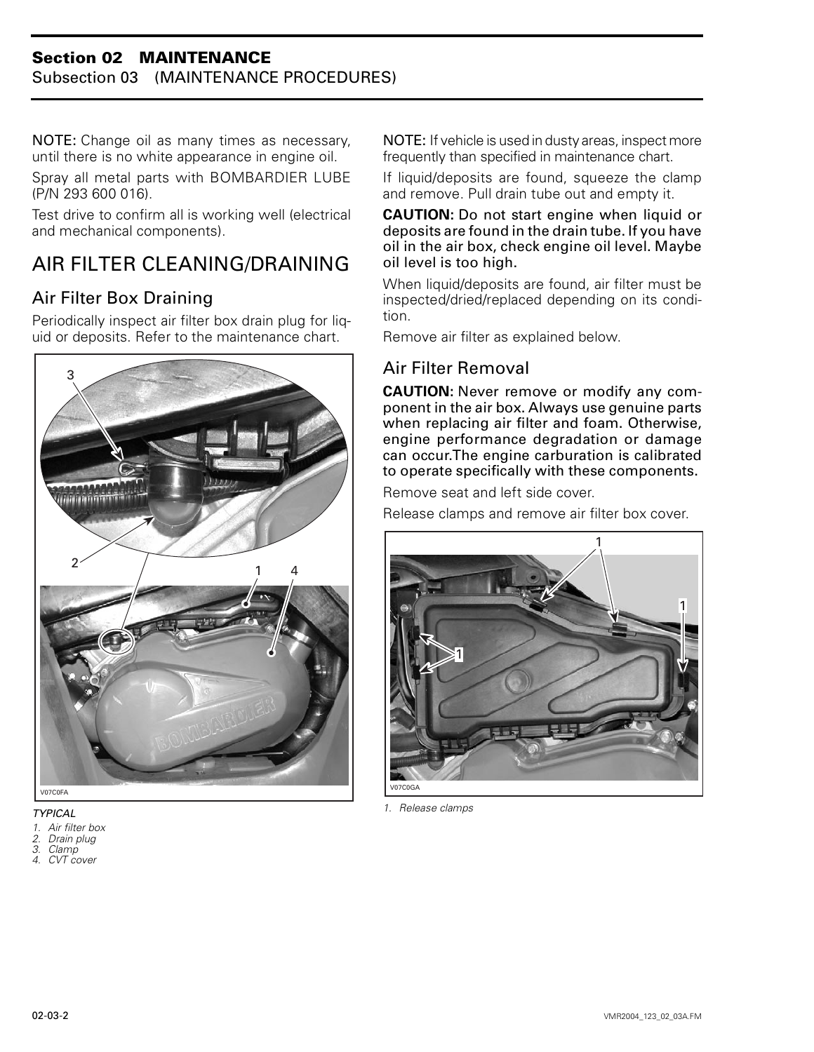NOTE: Change oil as many times as necessary, until there is no white appearance in engine oil.

Spray all metal parts with BOMBARDIER LUBE (P/N 293 600 016).

Test drive to confirm all is working well (electrical and mechanical components).

# AIR FILTER CLEANING/DRAINING

## Air Filter Box Draining

Periodically inspect air filter box drain plug for liquid or deposits. Refer to the maintenance chart.

*TYPICAL*

1. *Air filter box*
2. *Drain plug*
3. *Clamp*
4. *CVT cover*

NOTE: If vehicle is used in dusty areas, inspect more frequently than specified in maintenance chart.

If liquid/deposits are found, squeeze the clamp and remove. Pull drain tube out and empty it.

**CAUTION:** Do not start engine when liquid or deposits are found in the drain tube. If you have oil in the air box, check engine oil level. Maybe oil level is too high.

When liquid/deposits are found, air filter must be inspected/dried/replaced depending on its condition.

Remove air filter as explained below.

## Air Filter Removal

**CAUTION:** Never remove or modify any component in the air box. Always use genuine parts when replacing air filter and foam. Otherwise, engine performance degradation or damage can occur.The engine carburation is calibrated to operate specifically with these components.

Remove seat and left side cover.

Release clamps and remove air filter box cover.

1. *Release clamps*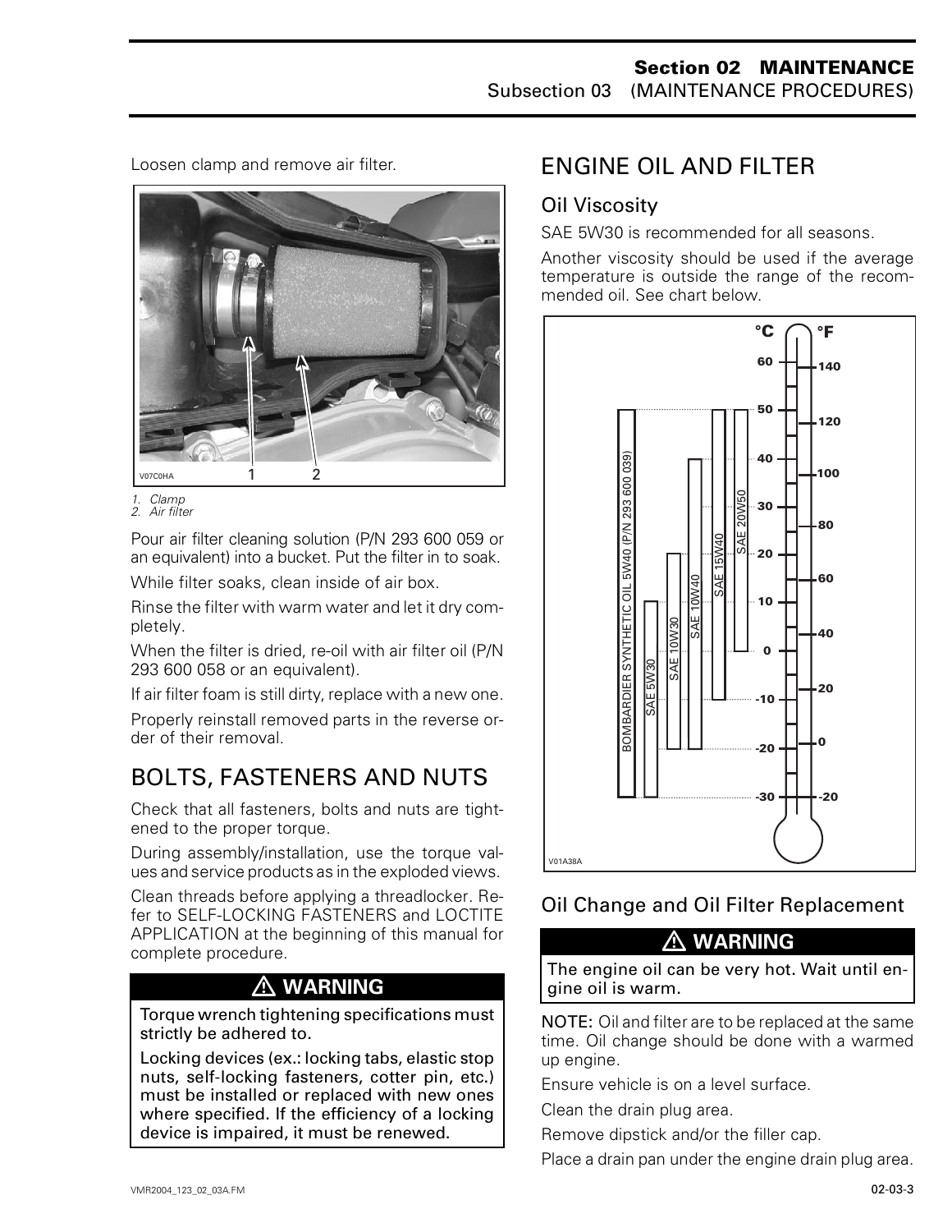Loosen clamp and remove air filter.

V07C0HA

1. Clamp
2. Air filter

Pour air filter cleaning solution (P/N 293 600 059 or an equivalent) into a bucket. Put the filter in to soak.

While filter soaks, clean inside of air box.

Rinse the filter with warm water and let it dry completely.

When the filter is dried, re-oil with air filter oil (P/N 293 600 058 or an equivalent).

If air filter foam is still dirty, replace with a new one.

Properly reinstall removed parts in the reverse order of their removal.

# BOLTS, FASTENERS AND NUTS

Check that all fasteners, bolts and nuts are tightened to the proper torque.

During assembly/installation, use the torque values and service products as in the exploded views.

Clean threads before applying a threadlocker. Refer to SELF-LOCKING FASTENERS and LOCTITE APPLICATION at the beginning of this manual for complete procedure.

> ⚠ **WARNING**
>
> **Torque wrench tightening specifications must strictly be adhered to.**
>
> **Locking devices (ex.: locking tabs, elastic stop nuts, self-locking fasteners, cotter pin, etc.) must be installed or replaced with new ones where specified. If the efficiency of a locking device is impaired, it must be renewed.**

# ENGINE OIL AND FILTER

## Oil Viscosity

SAE 5W30 is recommended for all seasons.

Another viscosity should be used if the average temperature is outside the range of the recommended oil. See chart below.

| Oil | Temperature range °C | Temperature range °F |
|---|---|---|
| BOMBARDIER SYNTHETIC OIL 5W40 (P/N 293 600 039) | -30 to 50 | -20 to 120 |
| SAE 5W30 | -30 to 10 | -20 to 50 |
| SAE 10W30 | -20 to 20 | 0 to 70 |
| SAE 10W40 | -20 to 40 | 0 to 100 |
| SAE 15W40 | -10 to 50 | 15 to 120 |
| SAE 20W50 | 0 to 50 | 32 to 120 |

V01A38A

## Oil Change and Oil Filter Replacement

> ⚠ **WARNING**
>
> **The engine oil can be very hot. Wait until engine oil is warm.**

NOTE: Oil and filter are to be replaced at the same time. Oil change should be done with a warmed up engine.

Ensure vehicle is on a level surface.

Clean the drain plug area.

Remove dipstick and/or the filler cap.

Place a drain pan under the engine drain plug area.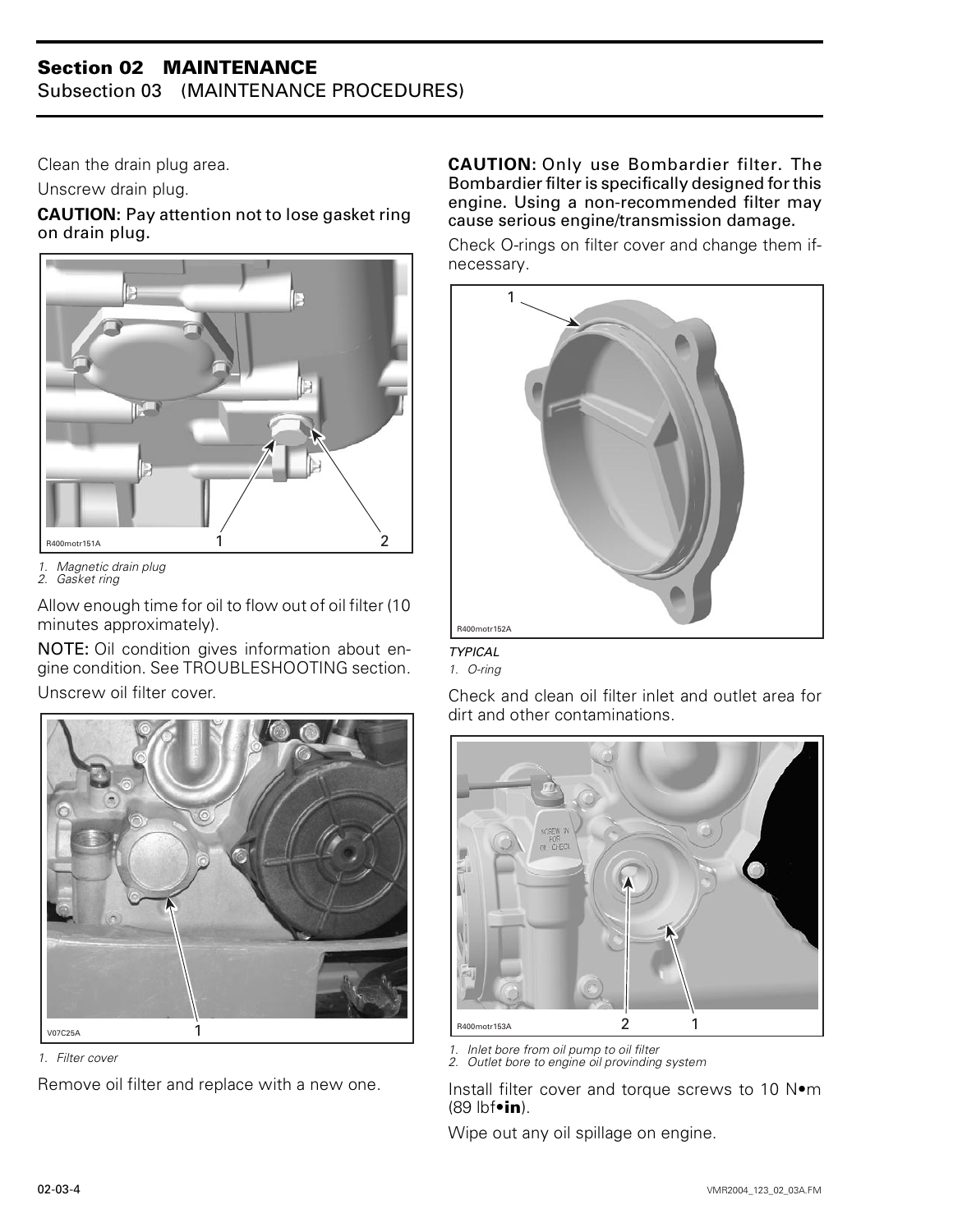Clean the drain plug area.

Unscrew drain plug.

**CAUTION:** Pay attention not to lose gasket ring on drain plug.

R400motr151A

*1. Magnetic drain plug*
*2. Gasket ring*

Allow enough time for oil to flow out of oil filter (10 minutes approximately).

**NOTE:** Oil condition gives information about engine condition. See TROUBLESHOOTING section.

Unscrew oil filter cover.

V07C25A

*1. Filter cover*

Remove oil filter and replace with a new one.

**CAUTION:** Only use Bombardier filter. The Bombardier filter is specifically designed for this engine. Using a non-recommended filter may cause serious engine/transmission damage.

Check O-rings on filter cover and change them if-necessary.

R400motr152A

*TYPICAL*
*1. O-ring*

Check and clean oil filter inlet and outlet area for dirt and other contaminations.

R400motr153A

*1. Inlet bore from oil pump to oil filter*
*2. Outlet bore to engine oil provinding system*

Install filter cover and torque screws to 10 N•m (89 lbf•**in**).

Wipe out any oil spillage on engine.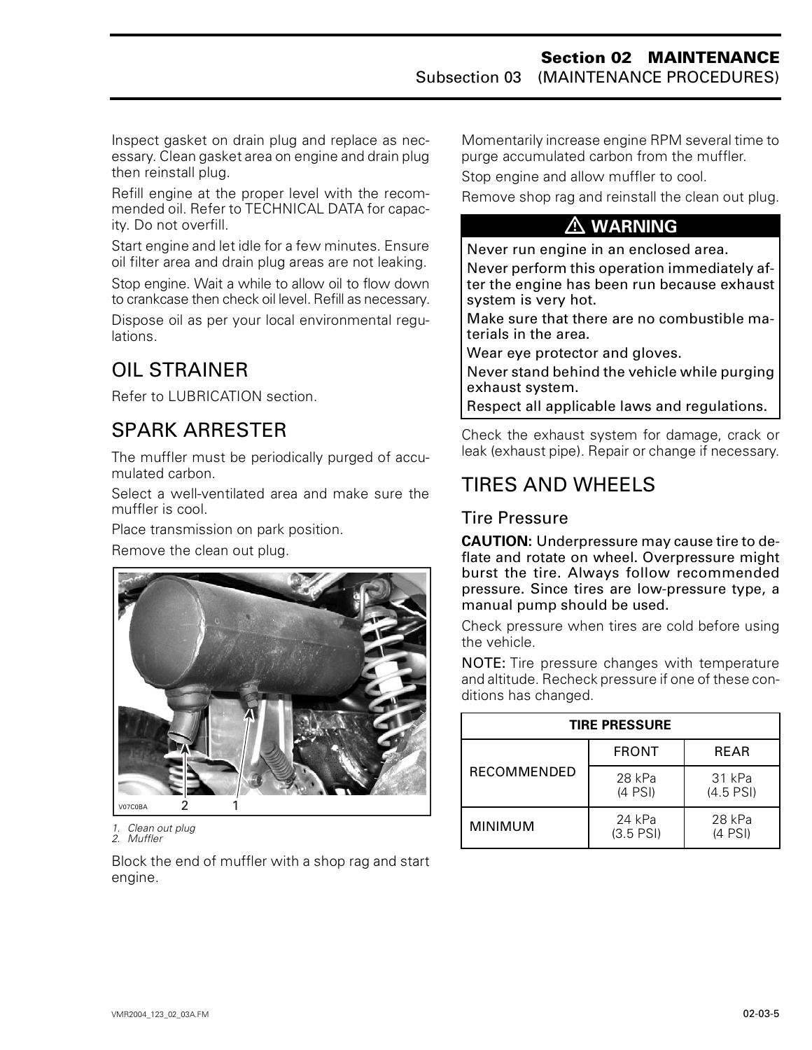Inspect gasket on drain plug and replace as necessary. Clean gasket area on engine and drain plug then reinstall plug.

Refill engine at the proper level with the recommended oil. Refer to TECHNICAL DATA for capacity. Do not overfill.

Start engine and let idle for a few minutes. Ensure oil filter area and drain plug areas are not leaking.

Stop engine. Wait a while to allow oil to flow down to crankcase then check oil level. Refill as necessary.

Dispose oil as per your local environmental regulations.

## OIL STRAINER

Refer to LUBRICATION section.

## SPARK ARRESTER

The muffler must be periodically purged of accumulated carbon.

Select a well-ventilated area and make sure the muffler is cool.

Place transmission on park position.

Remove the clean out plug.

V07C0BA

*1. Clean out plug*
*2. Muffler*

Block the end of muffler with a shop rag and start engine.

Momentarily increase engine RPM several time to purge accumulated carbon from the muffler.

Stop engine and allow muffler to cool.

Remove shop rag and reinstall the clean out plug.

**⚠ WARNING**

**Never run engine in an enclosed area.**
**Never perform this operation immediately after the engine has been run because exhaust system is very hot.**
**Make sure that there are no combustible materials in the area.**
**Wear eye protector and gloves.**
**Never stand behind the vehicle while purging exhaust system.**
**Respect all applicable laws and regulations.**

Check the exhaust system for damage, crack or leak (exhaust pipe). Repair or change if necessary.

## TIRES AND WHEELS

### Tire Pressure

**CAUTION: Underpressure may cause tire to deflate and rotate on wheel. Overpressure might burst the tire. Always follow recommended pressure. Since tires are low-pressure type, a manual pump should be used.**

Check pressure when tires are cold before using the vehicle.

**NOTE:** Tire pressure changes with temperature and altitude. Recheck pressure if one of these conditions has changed.

| TIRE PRESSURE | | |
|---|---|---|
| | FRONT | REAR |
| RECOMMENDED | 28 kPa (4 PSI) | 31 kPa (4.5 PSI) |
| MINIMUM | 24 kPa (3.5 PSI) | 28 kPa (4 PSI) |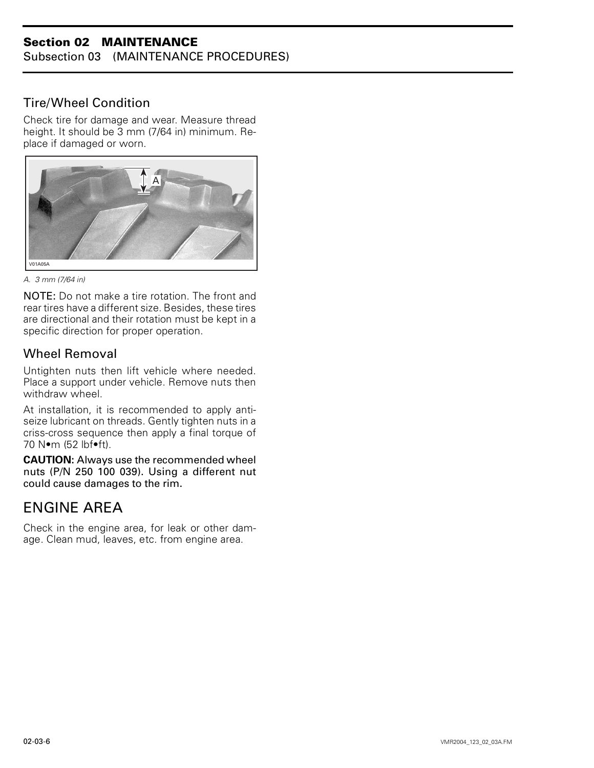### Tire/Wheel Condition

Check tire for damage and wear. Measure thread height. It should be 3 mm (7/64 in) minimum. Replace if damaged or worn.

V01A05A

*A. 3 mm (7/64 in)*

**NOTE:** Do not make a tire rotation. The front and rear tires have a different size. Besides, these tires are directional and their rotation must be kept in a specific direction for proper operation.

### Wheel Removal

Untighten nuts then lift vehicle where needed. Place a support under vehicle. Remove nuts then withdraw wheel.

At installation, it is recommended to apply anti-seize lubricant on threads. Gently tighten nuts in a criss-cross sequence then apply a final torque of 70 N•m (52 lbf•ft).

**CAUTION: Always use the recommended wheel nuts (P/N 250 100 039). Using a different nut could cause damages to the rim.**

## ENGINE AREA

Check in the engine area, for leak or other damage. Clean mud, leaves, etc. from engine area.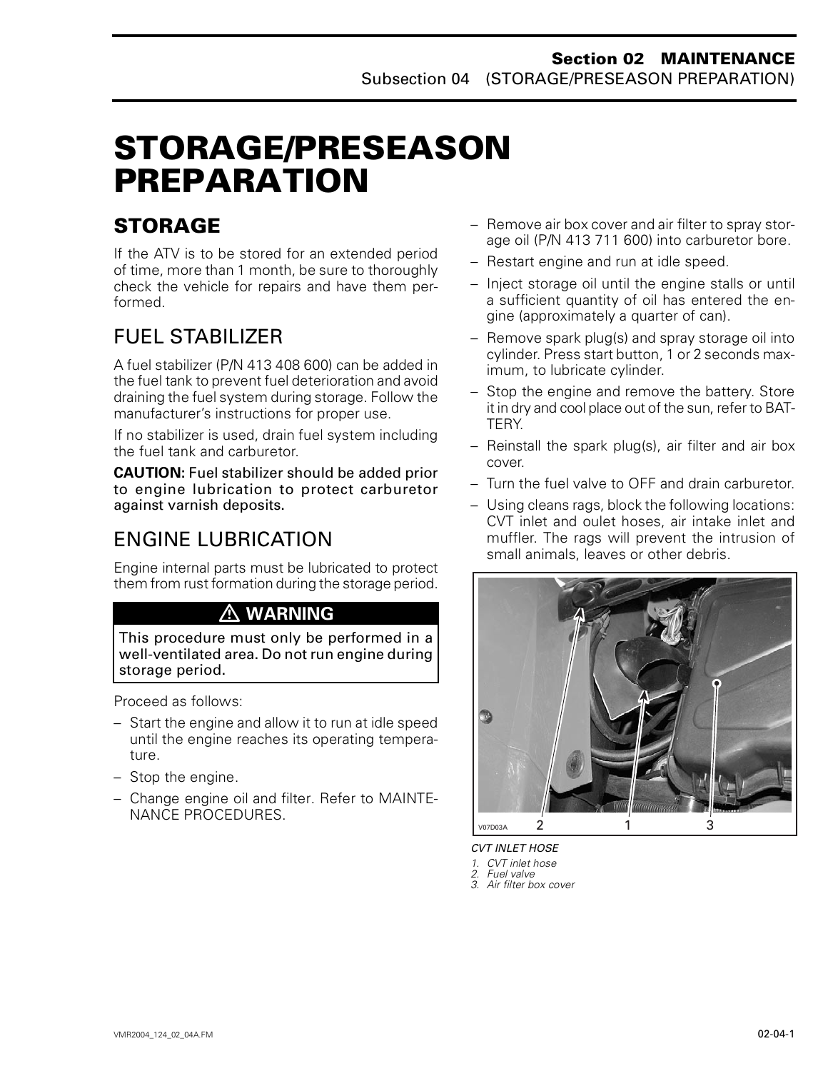# STORAGE/PRESEASON PREPARATION

## STORAGE

If the ATV is to be stored for an extended period of time, more than 1 month, be sure to thoroughly check the vehicle for repairs and have them performed.

### FUEL STABILIZER

A fuel stabilizer (P/N 413 408 600) can be added in the fuel tank to prevent fuel deterioration and avoid draining the fuel system during storage. Follow the manufacturer's instructions for proper use.

If no stabilizer is used, drain fuel system including the fuel tank and carburetor.

**CAUTION:** Fuel stabilizer should be added prior to engine lubrication to protect carburetor against varnish deposits.

### ENGINE LUBRICATION

Engine internal parts must be lubricated to protect them from rust formation during the storage period.

**⚠ WARNING**

This procedure must only be performed in a well-ventilated area. Do not run engine during storage period.

Proceed as follows:

- Start the engine and allow it to run at idle speed until the engine reaches its operating temperature.
- Stop the engine.
- Change engine oil and filter. Refer to MAINTENANCE PROCEDURES.
- Remove air box cover and air filter to spray storage oil (P/N 413 711 600) into carburetor bore.
- Restart engine and run at idle speed.
- Inject storage oil until the engine stalls or until a sufficient quantity of oil has entered the engine (approximately a quarter of can).
- Remove spark plug(s) and spray storage oil into cylinder. Press start button, 1 or 2 seconds maximum, to lubricate cylinder.
- Stop the engine and remove the battery. Store it in dry and cool place out of the sun, refer to BATTERY.
- Reinstall the spark plug(s), air filter and air box cover.
- Turn the fuel valve to OFF and drain carburetor.
- Using cleans rags, block the following locations: CVT inlet and oulet hoses, air intake inlet and muffler. The rags will prevent the intrusion of small animals, leaves or other debris.

*CVT INLET HOSE*
1. *CVT inlet hose*
2. *Fuel valve*
3. *Air filter box cover*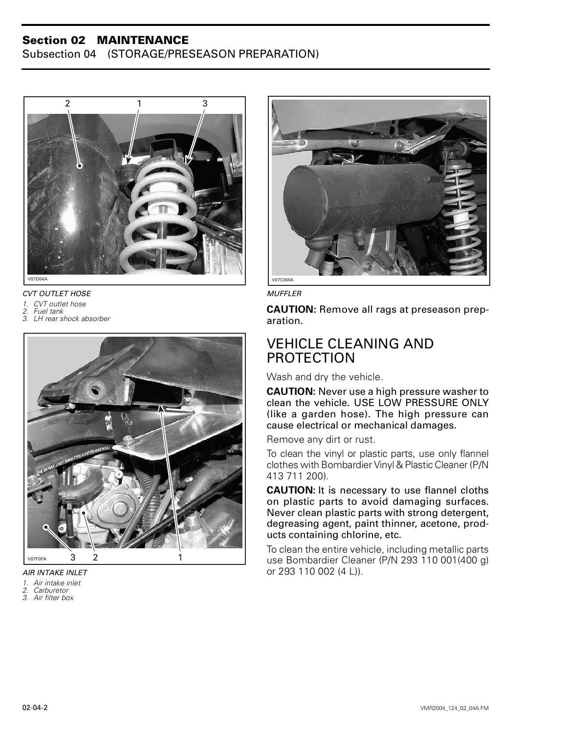CVT OUTLET HOSE
1. CVT outlet hose
2. Fuel tank
3. LH rear shock absorber

AIR INTAKE INLET
1. Air intake inlet
2. Carburetor
3. Air filter box

MUFFLER

**CAUTION:** Remove all rags at preseason preparation.

## VEHICLE CLEANING AND PROTECTION

Wash and dry the vehicle.

**CAUTION:** Never use a high pressure washer to clean the vehicle. USE LOW PRESSURE ONLY (like a garden hose). The high pressure can cause electrical or mechanical damages.

Remove any dirt or rust.

To clean the vinyl or plastic parts, use only flannel clothes with Bombardier Vinyl & Plastic Cleaner (P/N 413 711 200).

**CAUTION:** It is necessary to use flannel cloths on plastic parts to avoid damaging surfaces. Never clean plastic parts with strong detergent, degreasing agent, paint thinner, acetone, products containing chlorine, etc.

To clean the entire vehicle, including metallic parts use Bombardier Cleaner (P/N 293 110 001(400 g) or 293 110 002 (4 L)).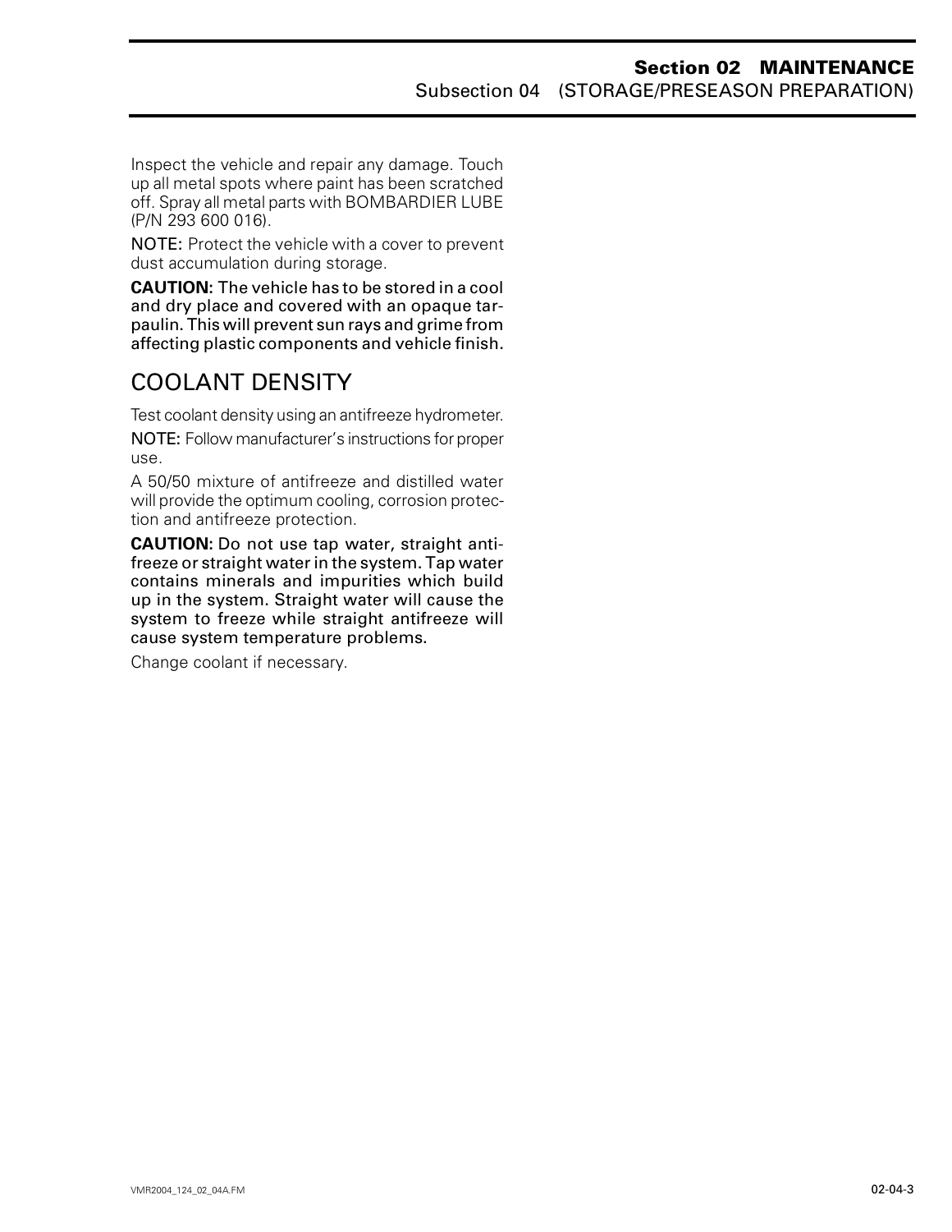Inspect the vehicle and repair any damage. Touch up all metal spots where paint has been scratched off. Spray all metal parts with BOMBARDIER LUBE (P/N 293 600 016).

NOTE: Protect the vehicle with a cover to prevent dust accumulation during storage.

**CAUTION: The vehicle has to be stored in a cool and dry place and covered with an opaque tarpaulin. This will prevent sun rays and grime from affecting plastic components and vehicle finish.**

## COOLANT DENSITY

Test coolant density using an antifreeze hydrometer.

NOTE: Follow manufacturer's instructions for proper use.

A 50/50 mixture of antifreeze and distilled water will provide the optimum cooling, corrosion protection and antifreeze protection.

**CAUTION: Do not use tap water, straight antifreeze or straight water in the system. Tap water contains minerals and impurities which build up in the system. Straight water will cause the system to freeze while straight antifreeze will cause system temperature problems.**

Change coolant if necessary.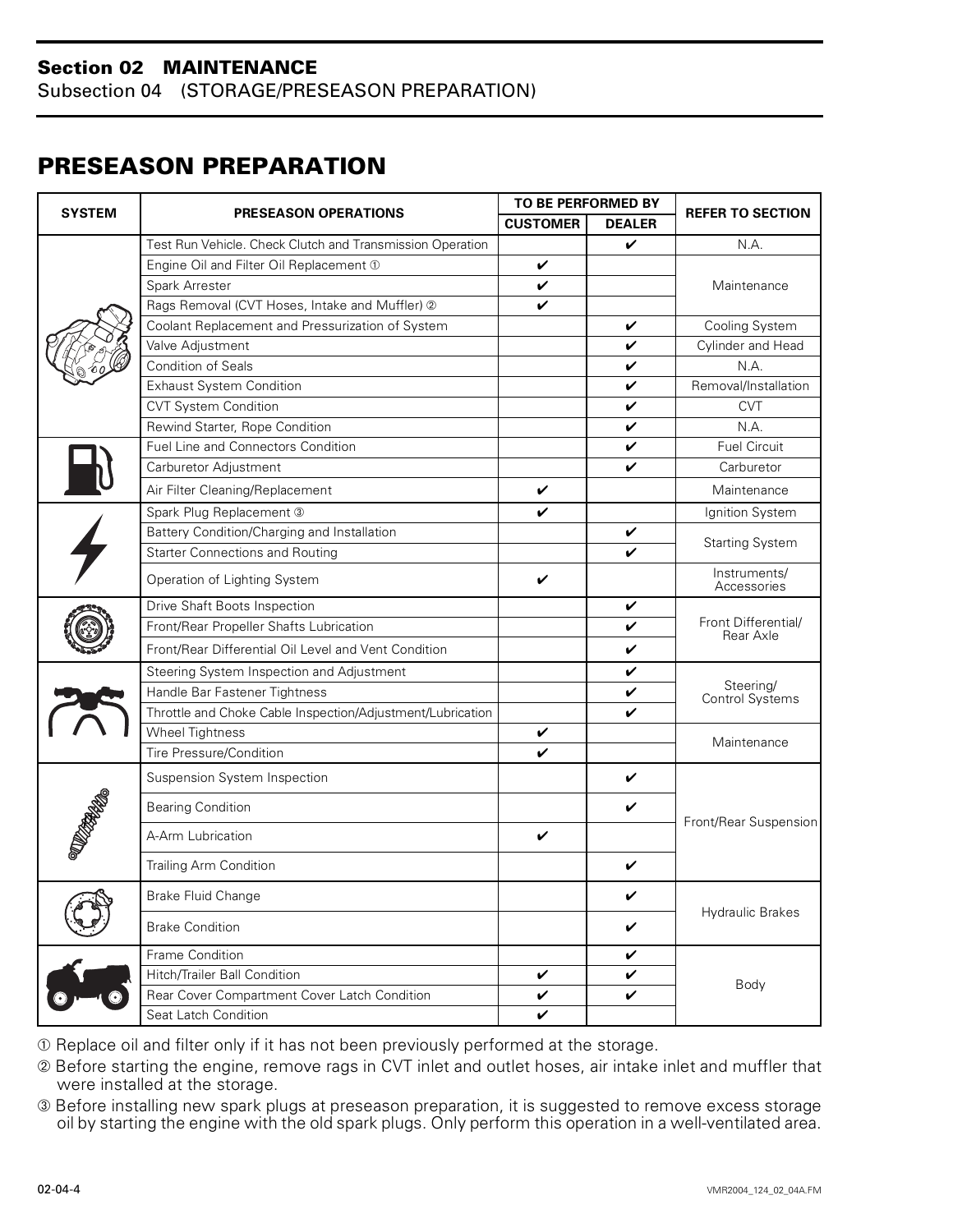## Section 02 MAINTENANCE
Subsection 04 (STORAGE/PRESEASON PREPARATION)

# PRESEASON PREPARATION

| SYSTEM | PRESEASON OPERATIONS | TO BE PERFORMED BY | | REFER TO SECTION |
|---|---|---|---|---|
| | | CUSTOMER | DEALER | |
| | Test Run Vehicle. Check Clutch and Transmission Operation | | ✔ | N.A. |
| | Engine Oil and Filter Oil Replacement ① | ✔ | | Maintenance |
| | Spark Arrester | ✔ | | |
| | Rags Removal (CVT Hoses, Intake and Muffler) ② | ✔ | | |
| | Coolant Replacement and Pressurization of System | | ✔ | Cooling System |
| | Valve Adjustment | | ✔ | Cylinder and Head |
| | Condition of Seals | | ✔ | N.A. |
| | Exhaust System Condition | | ✔ | Removal/Installation |
| | CVT System Condition | | ✔ | CVT |
| | Rewind Starter, Rope Condition | | ✔ | N.A. |
| | Fuel Line and Connectors Condition | | ✔ | Fuel Circuit |
| | Carburetor Adjustment | | ✔ | Carburetor |
| | Air Filter Cleaning/Replacement | ✔ | | Maintenance |
| | Spark Plug Replacement ③ | ✔ | | Ignition System |
| | Battery Condition/Charging and Installation | | ✔ | Starting System |
| | Starter Connections and Routing | | ✔ | |
| | Operation of Lighting System | ✔ | | Instruments/ Accessories |
| | Drive Shaft Boots Inspection | | ✔ | Front Differential/ Rear Axle |
| | Front/Rear Propeller Shafts Lubrication | | ✔ | |
| | Front/Rear Differential Oil Level and Vent Condition | | ✔ | |
| | Steering System Inspection and Adjustment | | ✔ | Steering/ Control Systems |
| | Handle Bar Fastener Tightness | | ✔ | |
| | Throttle and Choke Cable Inspection/Adjustment/Lubrication | | ✔ | |
| | Wheel Tightness | ✔ | | Maintenance |
| | Tire Pressure/Condition | ✔ | | |
| | Suspension System Inspection | | ✔ | Front/Rear Suspension |
| | Bearing Condition | | ✔ | |
| | A-Arm Lubrication | ✔ | | |
| | Trailing Arm Condition | | ✔ | |
| | Brake Fluid Change | | ✔ | Hydraulic Brakes |
| | Brake Condition | | ✔ | |
| | Frame Condition | | ✔ | Body |
| | Hitch/Trailer Ball Condition | ✔ | ✔ | |
| | Rear Cover Compartment Cover Latch Condition | ✔ | ✔ | |
| | Seat Latch Condition | ✔ | | |

① Replace oil and filter only if it has not been previously performed at the storage.

② Before starting the engine, remove rags in CVT inlet and outlet hoses, air intake inlet and muffler that were installed at the storage.

③ Before installing new spark plugs at preseason preparation, it is suggested to remove excess storage oil by starting the engine with the old spark plugs. Only perform this operation in a well-ventilated area.